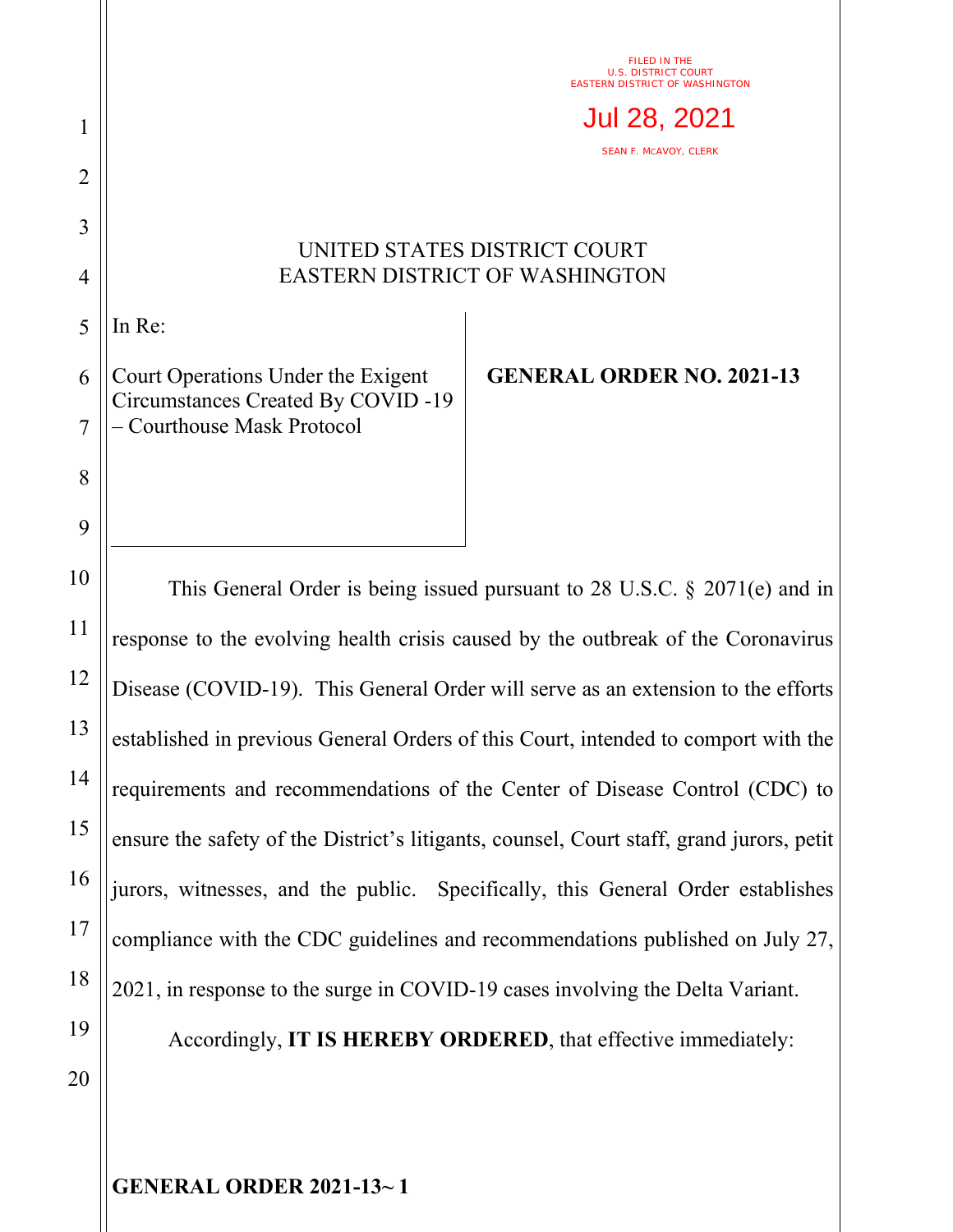FILED IN THE
U.S. DISTRICT COURT
EASTERN DISTRICT OF WASHINGTON

Jul 28, 2021

SEAN F. MCAVOY, CLERK

UNITED STATES DISTRICT COURT
EASTERN DISTRICT OF WASHINGTON

In Re:

Court Operations Under the Exigent Circumstances Created By COVID -19 – Courthouse Mask Protocol

**GENERAL ORDER NO. 2021-13**

This General Order is being issued pursuant to 28 U.S.C. § 2071(e) and in response to the evolving health crisis caused by the outbreak of the Coronavirus Disease (COVID-19). This General Order will serve as an extension to the efforts established in previous General Orders of this Court, intended to comport with the requirements and recommendations of the Center of Disease Control (CDC) to ensure the safety of the District's litigants, counsel, Court staff, grand jurors, petit jurors, witnesses, and the public. Specifically, this General Order establishes compliance with the CDC guidelines and recommendations published on July 27, 2021, in response to the surge in COVID-19 cases involving the Delta Variant.

Accordingly, **IT IS HEREBY ORDERED**, that effective immediately: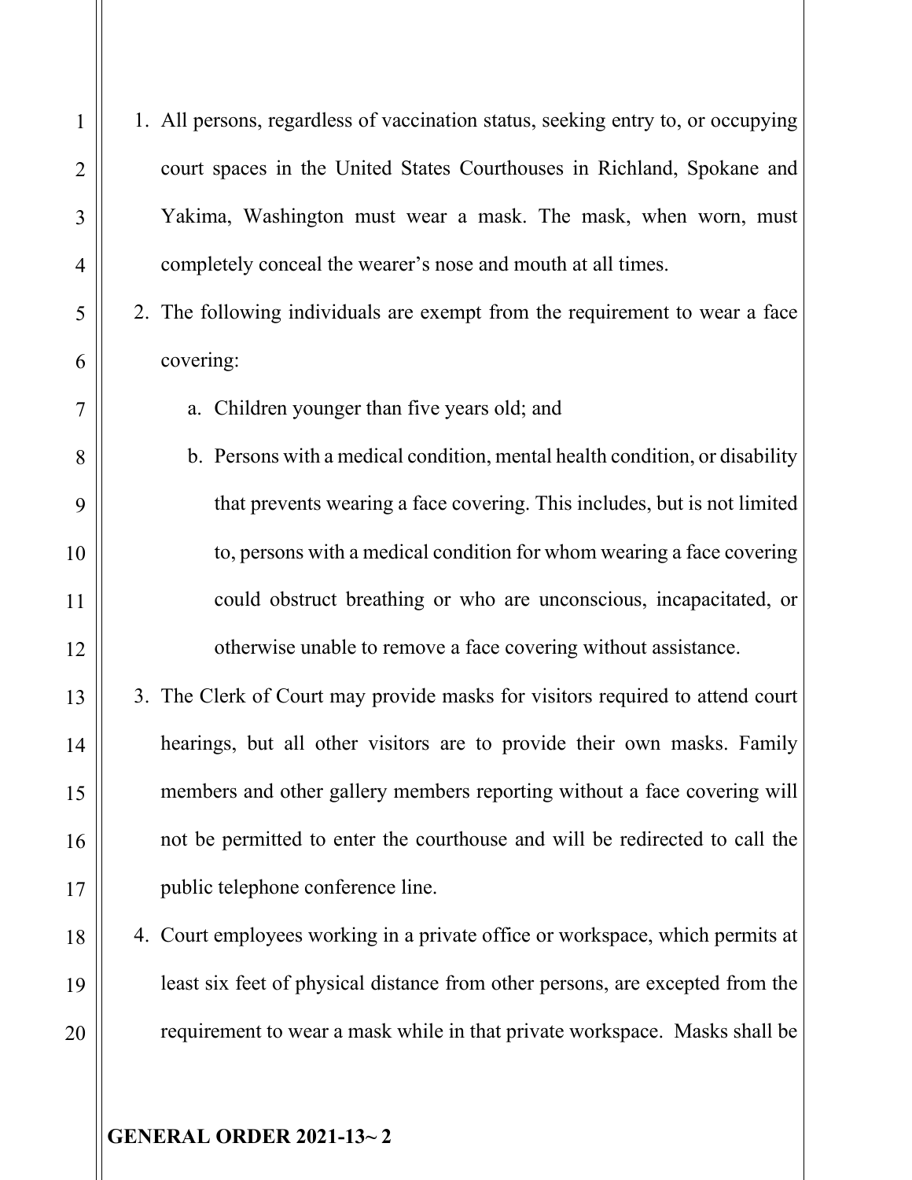1. All persons, regardless of vaccination status, seeking entry to, or occupying court spaces in the United States Courthouses in Richland, Spokane and Yakima, Washington must wear a mask. The mask, when worn, must completely conceal the wearer's nose and mouth at all times.
2. The following individuals are exempt from the requirement to wear a face covering:
   a. Children younger than five years old; and
   b. Persons with a medical condition, mental health condition, or disability that prevents wearing a face covering. This includes, but is not limited to, persons with a medical condition for whom wearing a face covering could obstruct breathing or who are unconscious, incapacitated, or otherwise unable to remove a face covering without assistance.
3. The Clerk of Court may provide masks for visitors required to attend court hearings, but all other visitors are to provide their own masks. Family members and other gallery members reporting without a face covering will not be permitted to enter the courthouse and will be redirected to call the public telephone conference line.
4. Court employees working in a private office or workspace, which permits at least six feet of physical distance from other persons, are excepted from the requirement to wear a mask while in that private workspace. Masks shall be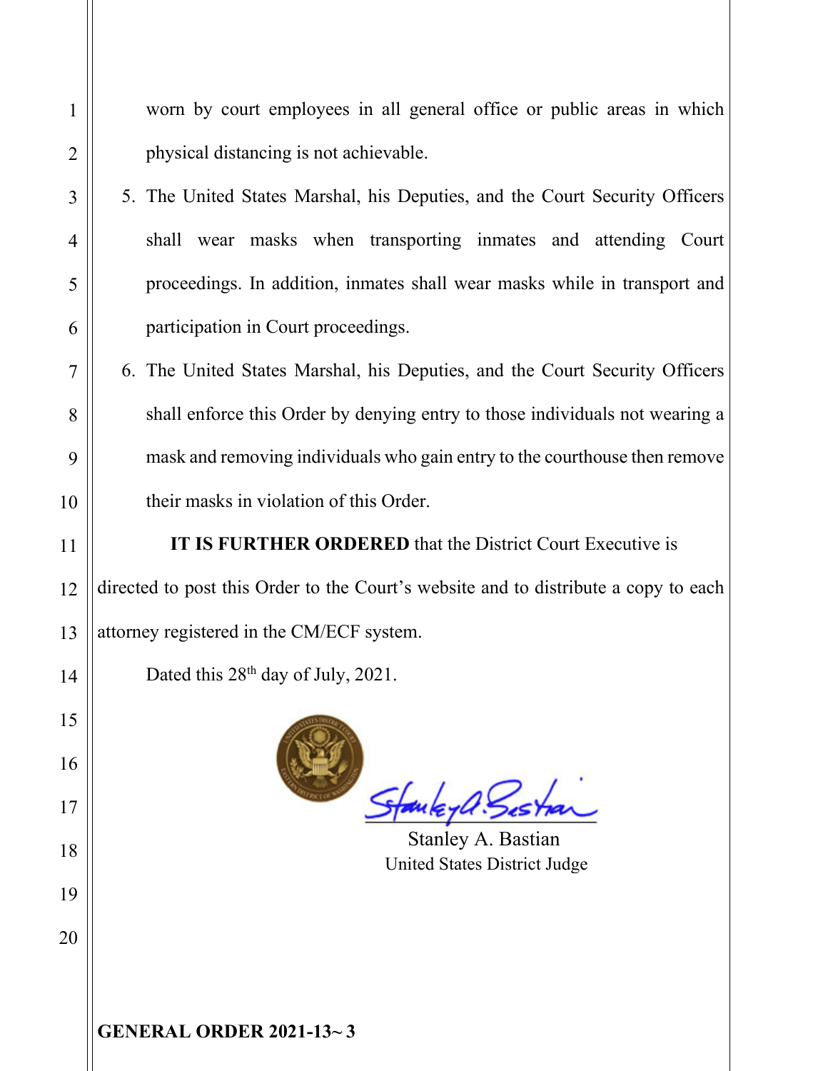worn by court employees in all general office or public areas in which physical distancing is not achievable.

5. The United States Marshal, his Deputies, and the Court Security Officers shall wear masks when transporting inmates and attending Court proceedings. In addition, inmates shall wear masks while in transport and participation in Court proceedings.
6. The United States Marshal, his Deputies, and the Court Security Officers shall enforce this Order by denying entry to those individuals not wearing a mask and removing individuals who gain entry to the courthouse then remove their masks in violation of this Order.

**IT IS FURTHER ORDERED** that the District Court Executive is directed to post this Order to the Court's website and to distribute a copy to each attorney registered in the CM/ECF system.

Dated this 28th day of July, 2021.

Stanley A. Bastian
United States District Judge

**GENERAL ORDER 2021-13~ 3**